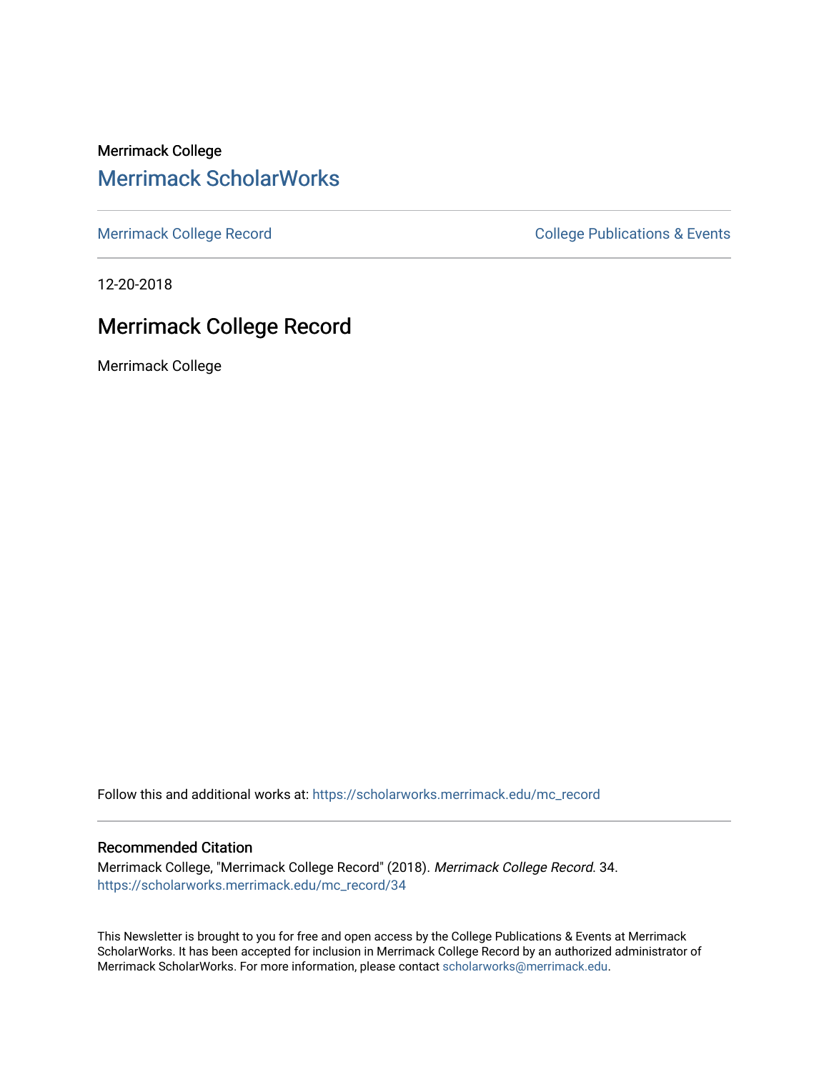Merrimack College

# Merrimack ScholarWorks

Merrimack College Record

College Publications & Events

12-20-2018

## Merrimack College Record

Merrimack College

Follow this and additional works at: https://scholarworks.merrimack.edu/mc_record

### Recommended Citation

Merrimack College, "Merrimack College Record" (2018). *Merrimack College Record*. 34.
https://scholarworks.merrimack.edu/mc_record/34

This Newsletter is brought to you for free and open access by the College Publications & Events at Merrimack ScholarWorks. It has been accepted for inclusion in Merrimack College Record by an authorized administrator of Merrimack ScholarWorks. For more information, please contact scholarworks@merrimack.edu.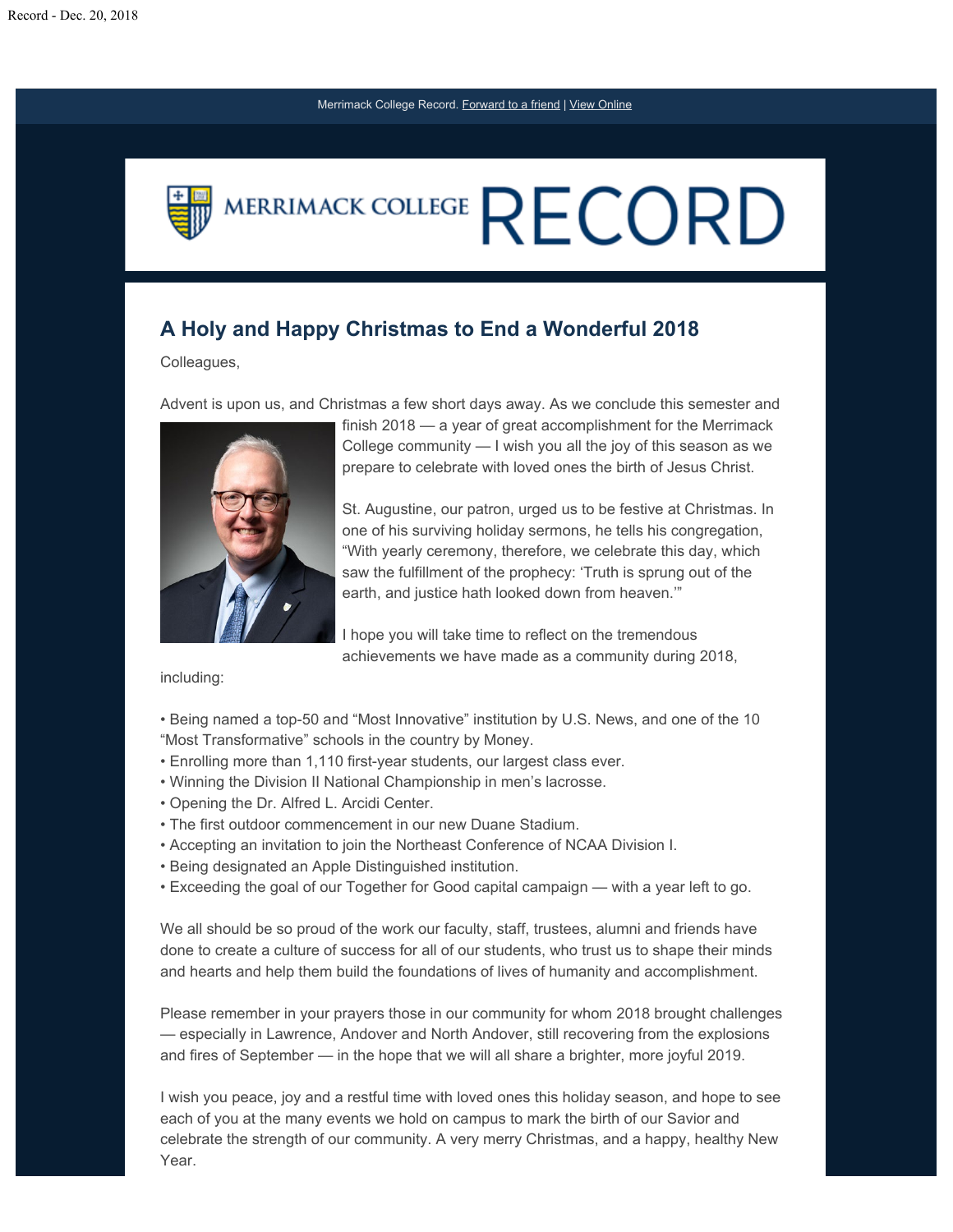Merrimack College Record. Forward to a friend | View Online

# MERRIMACK COLLEGE RECORD

## A Holy and Happy Christmas to End a Wonderful 2018

Colleagues,

Advent is upon us, and Christmas a few short days away. As we conclude this semester and finish 2018 — a year of great accomplishment for the Merrimack College community — I wish you all the joy of this season as we prepare to celebrate with loved ones the birth of Jesus Christ.

St. Augustine, our patron, urged us to be festive at Christmas. In one of his surviving holiday sermons, he tells his congregation, "With yearly ceremony, therefore, we celebrate this day, which saw the fulfillment of the prophecy: 'Truth is sprung out of the earth, and justice hath looked down from heaven.'"

I hope you will take time to reflect on the tremendous achievements we have made as a community during 2018, including:

• Being named a top-50 and "Most Innovative" institution by U.S. News, and one of the 10 "Most Transformative" schools in the country by Money.
• Enrolling more than 1,110 first-year students, our largest class ever.
• Winning the Division II National Championship in men's lacrosse.
• Opening the Dr. Alfred L. Arcidi Center.
• The first outdoor commencement in our new Duane Stadium.
• Accepting an invitation to join the Northeast Conference of NCAA Division I.
• Being designated an Apple Distinguished institution.
• Exceeding the goal of our Together for Good capital campaign — with a year left to go.

We all should be so proud of the work our faculty, staff, trustees, alumni and friends have done to create a culture of success for all of our students, who trust us to shape their minds and hearts and help them build the foundations of lives of humanity and accomplishment.

Please remember in your prayers those in our community for whom 2018 brought challenges — especially in Lawrence, Andover and North Andover, still recovering from the explosions and fires of September — in the hope that we will all share a brighter, more joyful 2019.

I wish you peace, joy and a restful time with loved ones this holiday season, and hope to see each of you at the many events we hold on campus to mark the birth of our Savior and celebrate the strength of our community. A very merry Christmas, and a happy, healthy New Year.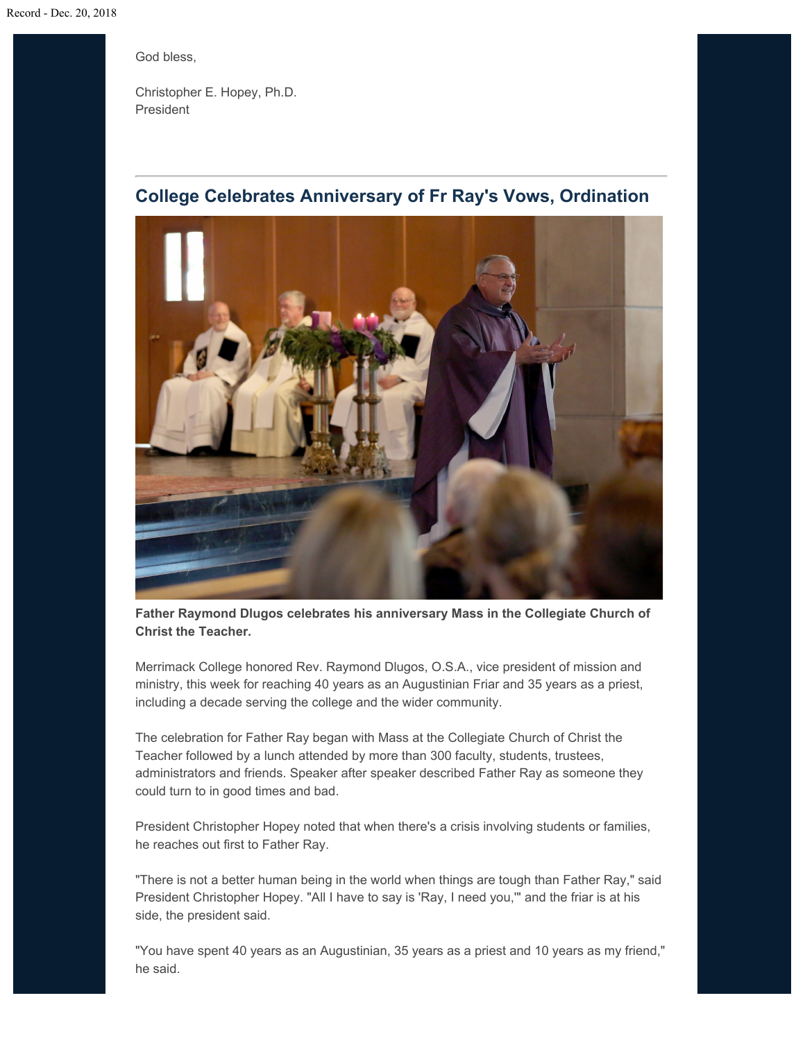God bless,

Christopher E. Hopey, Ph.D.
President

---

## College Celebrates Anniversary of Fr Ray's Vows, Ordination

**Father Raymond Dlugos celebrates his anniversary Mass in the Collegiate Church of Christ the Teacher.**

Merrimack College honored Rev. Raymond Dlugos, O.S.A., vice president of mission and ministry, this week for reaching 40 years as an Augustinian Friar and 35 years as a priest, including a decade serving the college and the wider community.

The celebration for Father Ray began with Mass at the Collegiate Church of Christ the Teacher followed by a lunch attended by more than 300 faculty, students, trustees, administrators and friends. Speaker after speaker described Father Ray as someone they could turn to in good times and bad.

President Christopher Hopey noted that when there's a crisis involving students or families, he reaches out first to Father Ray.

"There is not a better human being in the world when things are tough than Father Ray," said President Christopher Hopey. "All I have to say is 'Ray, I need you,'" and the friar is at his side, the president said.

"You have spent 40 years as an Augustinian, 35 years as a priest and 10 years as my friend," he said.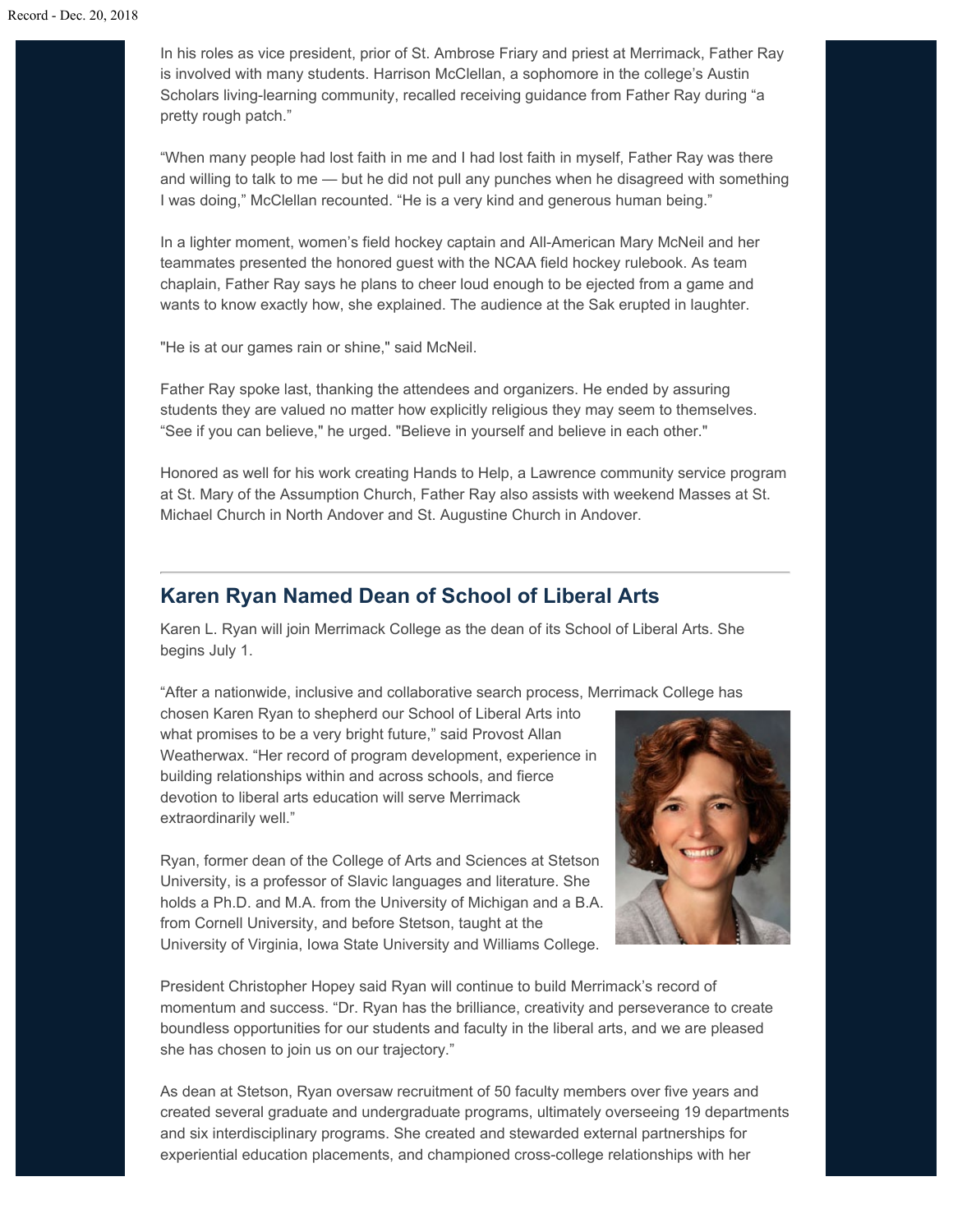In his roles as vice president, prior of St. Ambrose Friary and priest at Merrimack, Father Ray is involved with many students. Harrison McClellan, a sophomore in the college's Austin Scholars living-learning community, recalled receiving guidance from Father Ray during "a pretty rough patch."

"When many people had lost faith in me and I had lost faith in myself, Father Ray was there and willing to talk to me — but he did not pull any punches when he disagreed with something I was doing," McClellan recounted. "He is a very kind and generous human being."

In a lighter moment, women's field hockey captain and All-American Mary McNeil and her teammates presented the honored guest with the NCAA field hockey rulebook. As team chaplain, Father Ray says he plans to cheer loud enough to be ejected from a game and wants to know exactly how, she explained. The audience at the Sak erupted in laughter.

"He is at our games rain or shine," said McNeil.

Father Ray spoke last, thanking the attendees and organizers. He ended by assuring students they are valued no matter how explicitly religious they may seem to themselves. "See if you can believe," he urged. "Believe in yourself and believe in each other."

Honored as well for his work creating Hands to Help, a Lawrence community service program at St. Mary of the Assumption Church, Father Ray also assists with weekend Masses at St. Michael Church in North Andover and St. Augustine Church in Andover.

---

## Karen Ryan Named Dean of School of Liberal Arts

Karen L. Ryan will join Merrimack College as the dean of its School of Liberal Arts. She begins July 1.

"After a nationwide, inclusive and collaborative search process, Merrimack College has chosen Karen Ryan to shepherd our School of Liberal Arts into what promises to be a very bright future," said Provost Allan Weatherwax. "Her record of program development, experience in building relationships within and across schools, and fierce devotion to liberal arts education will serve Merrimack extraordinarily well."

Ryan, former dean of the College of Arts and Sciences at Stetson University, is a professor of Slavic languages and literature. She holds a Ph.D. and M.A. from the University of Michigan and a B.A. from Cornell University, and before Stetson, taught at the University of Virginia, Iowa State University and Williams College.

President Christopher Hopey said Ryan will continue to build Merrimack's record of momentum and success. "Dr. Ryan has the brilliance, creativity and perseverance to create boundless opportunities for our students and faculty in the liberal arts, and we are pleased she has chosen to join us on our trajectory."

As dean at Stetson, Ryan oversaw recruitment of 50 faculty members over five years and created several graduate and undergraduate programs, ultimately overseeing 19 departments and six interdisciplinary programs. She created and stewarded external partnerships for experiential education placements, and championed cross-college relationships with her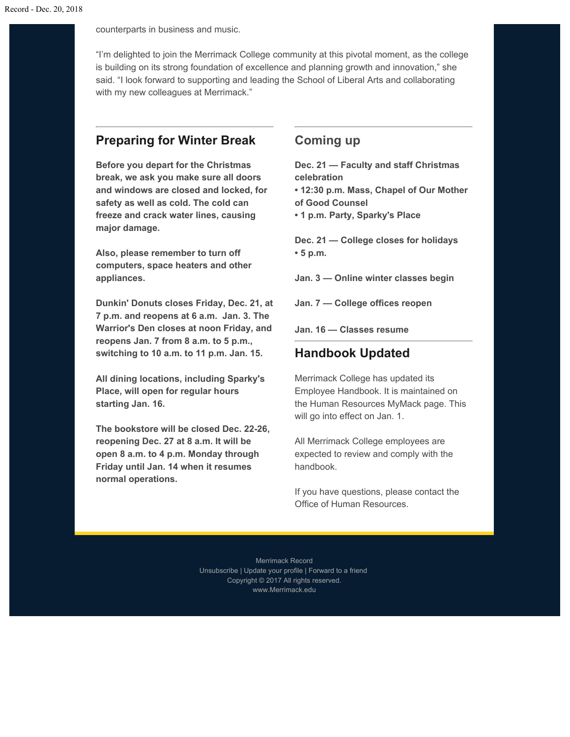counterparts in business and music.

"I'm delighted to join the Merrimack College community at this pivotal moment, as the college is building on its strong foundation of excellence and planning growth and innovation," she said. "I look forward to supporting and leading the School of Liberal Arts and collaborating with my new colleagues at Merrimack."

## Preparing for Winter Break

**Before you depart for the Christmas break, we ask you make sure all doors and windows are closed and locked, for safety as well as cold. The cold can freeze and crack water lines, causing major damage.**

**Also, please remember to turn off computers, space heaters and other appliances.**

**Dunkin' Donuts closes Friday, Dec. 21, at 7 p.m. and reopens at 6 a.m. Jan. 3. The Warrior's Den closes at noon Friday, and reopens Jan. 7 from 8 a.m. to 5 p.m., switching to 10 a.m. to 11 p.m. Jan. 15.**

**All dining locations, including Sparky's Place, will open for regular hours starting Jan. 16.**

**The bookstore will be closed Dec. 22-26, reopening Dec. 27 at 8 a.m. It will be open 8 a.m. to 4 p.m. Monday through Friday until Jan. 14 when it resumes normal operations.**

## Coming up

**Dec. 21 — Faculty and staff Christmas celebration**
**• 12:30 p.m. Mass, Chapel of Our Mother of Good Counsel**
**• 1 p.m. Party, Sparky's Place**

**Dec. 21 — College closes for holidays**
**• 5 p.m.**

**Jan. 3 — Online winter classes begin**

**Jan. 7 — College offices reopen**

**Jan. 16 — Classes resume**

## Handbook Updated

Merrimack College has updated its Employee Handbook. It is maintained on the Human Resources MyMack page. This will go into effect on Jan. 1.

All Merrimack College employees are expected to review and comply with the handbook.

If you have questions, please contact the Office of Human Resources.

Merrimack Record
Unsubscribe | Update your profile | Forward to a friend
Copyright © 2017 All rights reserved.
www.Merrimack.edu